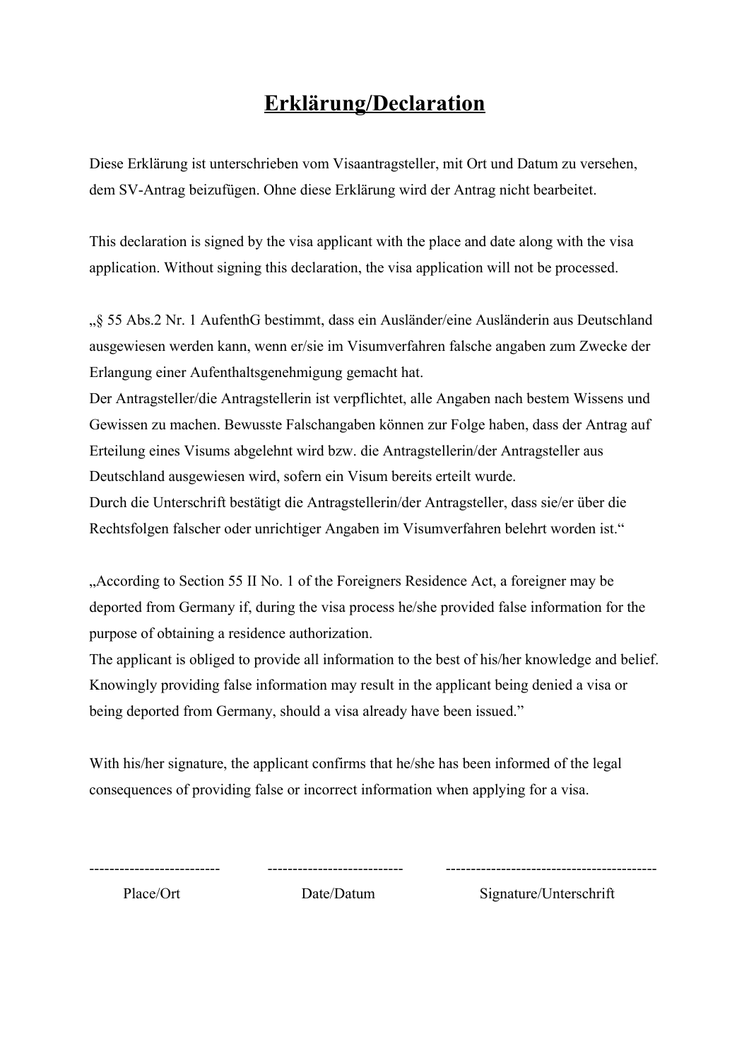# **Erklärung/Declaration**

Diese Erklärung ist unterschrieben vom Visaantragsteller, mit Ort und Datum zu versehen, dem SV-Antrag beizufügen. Ohne diese Erklärung wird der Antrag nicht bearbeitet.

This declaration is signed by the visa applicant with the place and date along with the visa application. Without signing this declaration, the visa application will not be processed.

„§ 55 Abs.2 Nr. 1 AufenthG bestimmt, dass ein Ausländer/eine Ausländerin aus Deutschland ausgewiesen werden kann, wenn er/sie im Visumverfahren falsche angaben zum Zwecke der Erlangung einer Aufenthaltsgenehmigung gemacht hat.
Der Antragsteller/die Antragstellerin ist verpflichtet, alle Angaben nach bestem Wissens und Gewissen zu machen. Bewusste Falschangaben können zur Folge haben, dass der Antrag auf Erteilung eines Visums abgelehnt wird bzw. die Antragstellerin/der Antragsteller aus Deutschland ausgewiesen wird, sofern ein Visum bereits erteilt wurde.
Durch die Unterschrift bestätigt die Antragstellerin/der Antragsteller, dass sie/er über die Rechtsfolgen falscher oder unrichtiger Angaben im Visumverfahren belehrt worden ist.“

„According to Section 55 II No. 1 of the Foreigners Residence Act, a foreigner may be deported from Germany if, during the visa process he/she provided false information for the purpose of obtaining a residence authorization.
The applicant is obliged to provide all information to the best of his/her knowledge and belief. Knowingly providing false information may result in the applicant being denied a visa or being deported from Germany, should a visa already have been issued.”

With his/her signature, the applicant confirms that he/she has been informed of the legal consequences of providing false or incorrect information when applying for a visa.

| ------------------------- | -------------------------- | ----------------------------------------- |
|---|---|---|
| Place/Ort | Date/Datum | Signature/Unterschrift |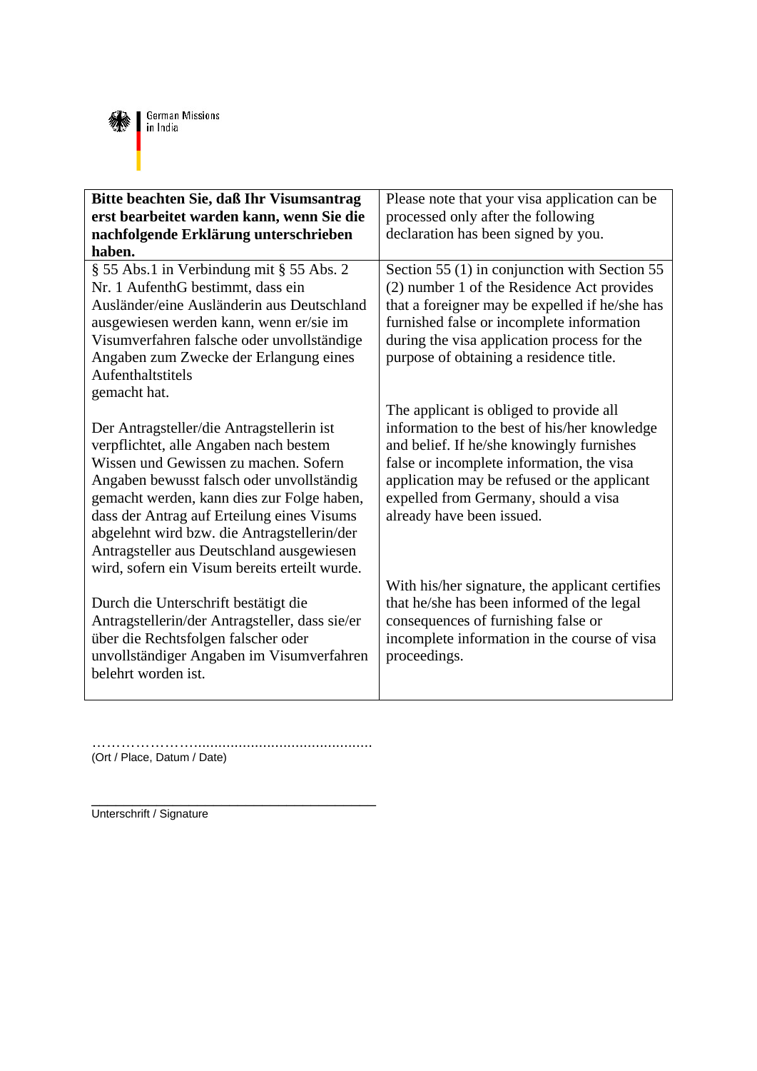German Missions in India

| **Bitte beachten Sie, daß Ihr Visumsantrag erst bearbeitet warden kann, wenn Sie die nachfolgende Erklärung unterschrieben haben.** | Please note that your visa application can be processed only after the following declaration has been signed by you. |
| --- | --- |
| § 55 Abs.1 in Verbindung mit § 55 Abs. 2 Nr. 1 AufenthG bestimmt, dass ein Ausländer/eine Ausländerin aus Deutschland ausgewiesen werden kann, wenn er/sie im Visumverfahren falsche oder unvollständige Angaben zum Zwecke der Erlangung eines Aufenthaltstitels gemacht hat.<br><br>Der Antragsteller/die Antragstellerin ist verpflichtet, alle Angaben nach bestem Wissen und Gewissen zu machen. Sofern Angaben bewusst falsch oder unvollständig gemacht werden, kann dies zur Folge haben, dass der Antrag auf Erteilung eines Visums abgelehnt wird bzw. die Antragstellerin/der Antragsteller aus Deutschland ausgewiesen wird, sofern ein Visum bereits erteilt wurde.<br><br>Durch die Unterschrift bestätigt die Antragstellerin/der Antragsteller, dass sie/er über die Rechtsfolgen falscher oder unvollständiger Angaben im Visumverfahren belehrt worden ist. | Section 55 (1) in conjunction with Section 55 (2) number 1 of the Residence Act provides that a foreigner may be expelled if he/she has furnished false or incomplete information during the visa application process for the purpose of obtaining a residence title.<br><br>The applicant is obliged to provide all information to the best of his/her knowledge and belief. If he/she knowingly furnishes false or incomplete information, the visa application may be refused or the applicant expelled from Germany, should a visa already have been issued.<br><br>With his/her signature, the applicant certifies that he/she has been informed of the legal consequences of furnishing false or incomplete information in the course of visa proceedings. |

…………………...........................................................
(Ort / Place, Datum / Date)

\_\_\_\_\_\_\_\_\_\_\_\_\_\_\_\_\_\_\_\_\_\_\_\_\_\_\_\_\_\_\_\_\_\_\_\_\_\_\_\_
Unterschrift / Signature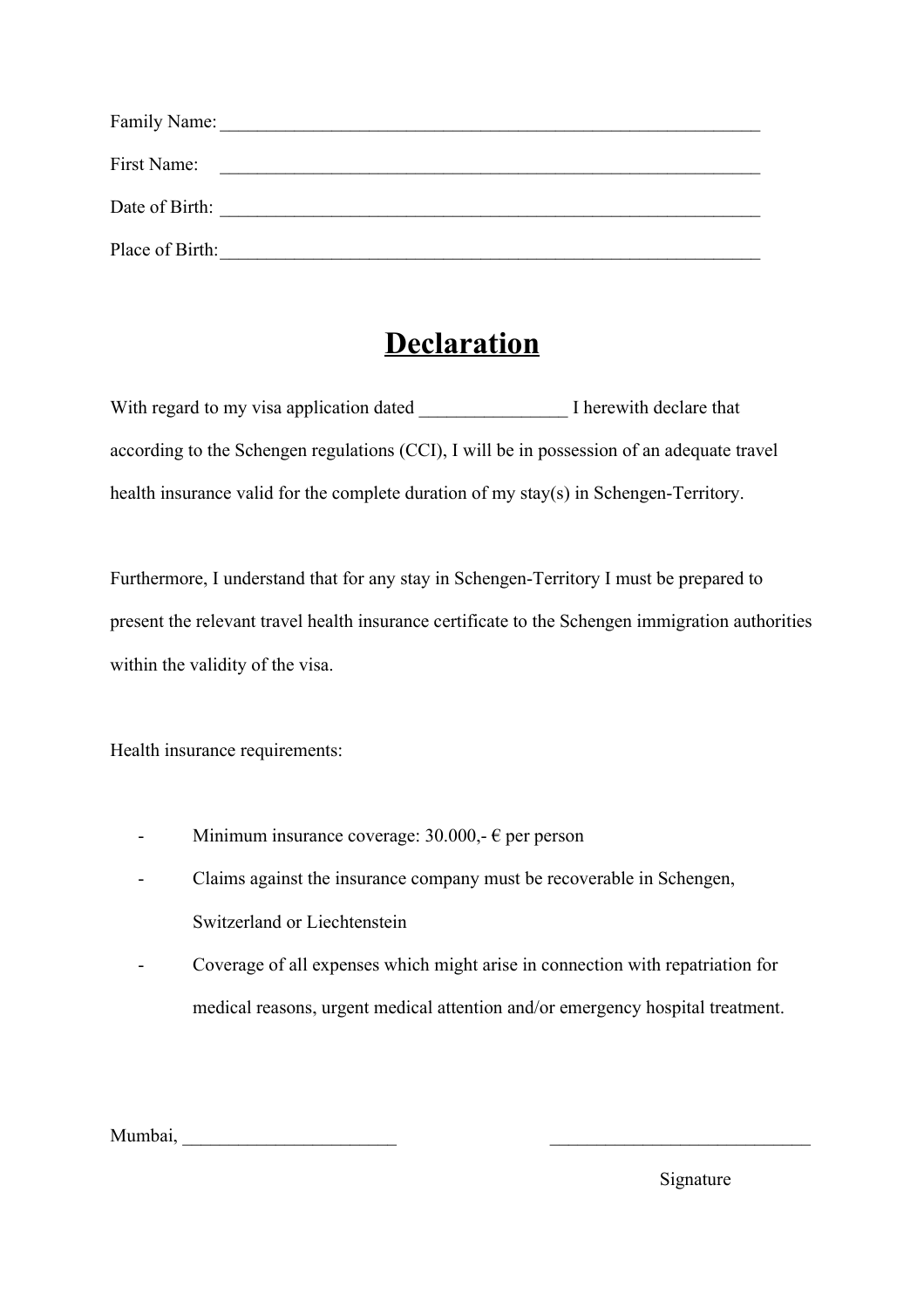Family Name: ____________________________________________________________

First Name: ____________________________________________________________

Date of Birth: ____________________________________________________________

Place of Birth: ____________________________________________________________

# Declaration

With regard to my visa application dated ________________ I herewith declare that according to the Schengen regulations (CCI), I will be in possession of an adequate travel health insurance valid for the complete duration of my stay(s) in Schengen-Territory.

Furthermore, I understand that for any stay in Schengen-Territory I must be prepared to present the relevant travel health insurance certificate to the Schengen immigration authorities within the validity of the visa.

Health insurance requirements:

- Minimum insurance coverage: 30.000,- € per person
- Claims against the insurance company must be recoverable in Schengen, Switzerland or Liechtenstein
- Coverage of all expenses which might arise in connection with repatriation for medical reasons, urgent medical attention and/or emergency hospital treatment.

Mumbai, _______________________ ____________________________

Signature